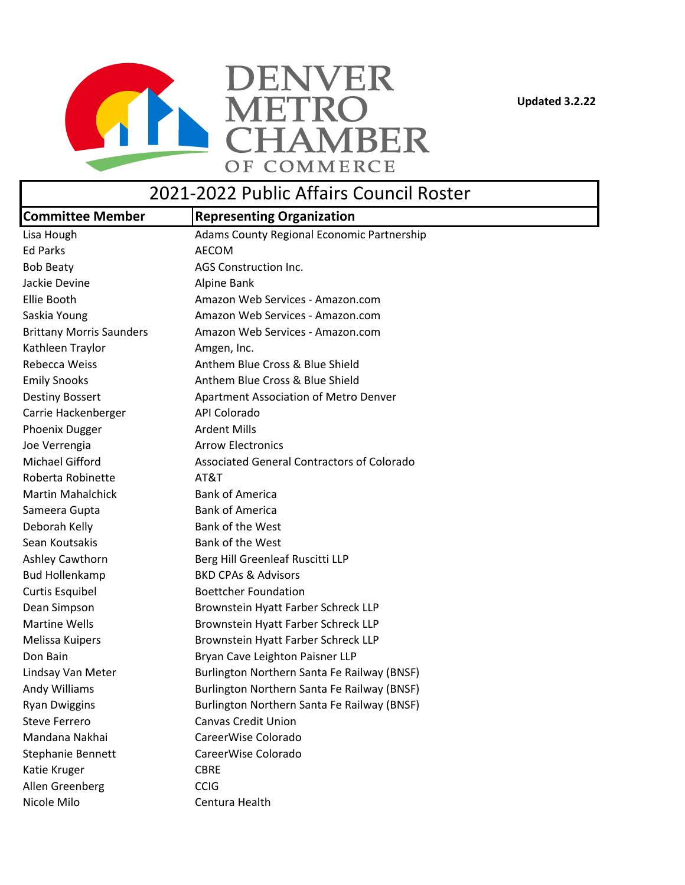DENVER METRO CHAMBER OF COMMERCE

**Updated 3.2.22**

# 2021-2022 Public Affairs Council Roster

| Committee Member | Representing Organization |
|---|---|
| Lisa Hough | Adams County Regional Economic Partnership |
| Ed Parks | AECOM |
| Bob Beaty | AGS Construction Inc. |
| Jackie Devine | Alpine Bank |
| Ellie Booth | Amazon Web Services - Amazon.com |
| Saskia Young | Amazon Web Services - Amazon.com |
| Brittany Morris Saunders | Amazon Web Services - Amazon.com |
| Kathleen Traylor | Amgen, Inc. |
| Rebecca Weiss | Anthem Blue Cross & Blue Shield |
| Emily Snooks | Anthem Blue Cross & Blue Shield |
| Destiny Bossert | Apartment Association of Metro Denver |
| Carrie Hackenberger | API Colorado |
| Phoenix Dugger | Ardent Mills |
| Joe Verrengia | Arrow Electronics |
| Michael Gifford | Associated General Contractors of Colorado |
| Roberta Robinette | AT&T |
| Martin Mahalchick | Bank of America |
| Sameera Gupta | Bank of America |
| Deborah Kelly | Bank of the West |
| Sean Koutsakis | Bank of the West |
| Ashley Cawthorn | Berg Hill Greenleaf Ruscitti LLP |
| Bud Hollenkamp | BKD CPAs & Advisors |
| Curtis Esquibel | Boettcher Foundation |
| Dean Simpson | Brownstein Hyatt Farber Schreck LLP |
| Martine Wells | Brownstein Hyatt Farber Schreck LLP |
| Melissa Kuipers | Brownstein Hyatt Farber Schreck LLP |
| Don Bain | Bryan Cave Leighton Paisner LLP |
| Lindsay Van Meter | Burlington Northern Santa Fe Railway (BNSF) |
| Andy Williams | Burlington Northern Santa Fe Railway (BNSF) |
| Ryan Dwiggins | Burlington Northern Santa Fe Railway (BNSF) |
| Steve Ferrero | Canvas Credit Union |
| Mandana Nakhai | CareerWise Colorado |
| Stephanie Bennett | CareerWise Colorado |
| Katie Kruger | CBRE |
| Allen Greenberg | CCIG |
| Nicole Milo | Centura Health |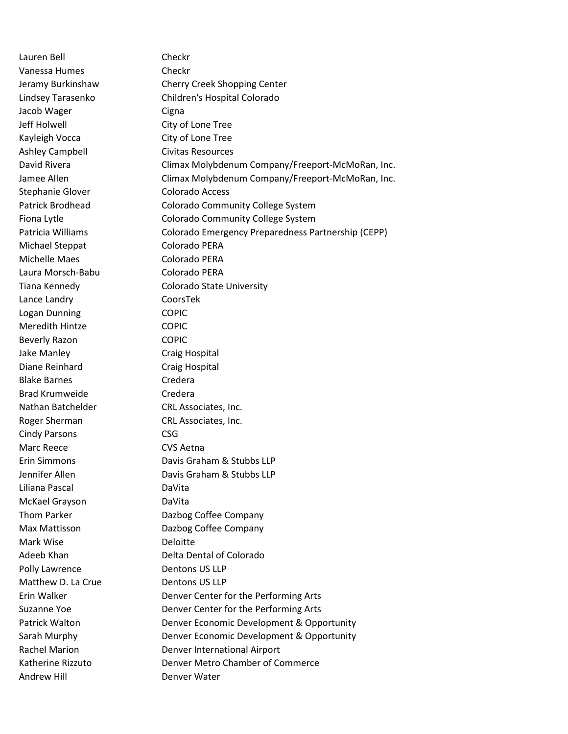| | |
|---|---|
| Lauren Bell | Checkr |
| Vanessa Humes | Checkr |
| Jeramy Burkinshaw | Cherry Creek Shopping Center |
| Lindsey Tarasenko | Children's Hospital Colorado |
| Jacob Wager | Cigna |
| Jeff Holwell | City of Lone Tree |
| Kayleigh Vocca | City of Lone Tree |
| Ashley Campbell | Civitas Resources |
| David Rivera | Climax Molybdenum Company/Freeport-McMoRan, Inc. |
| Jamee Allen | Climax Molybdenum Company/Freeport-McMoRan, Inc. |
| Stephanie Glover | Colorado Access |
| Patrick Brodhead | Colorado Community College System |
| Fiona Lytle | Colorado Community College System |
| Patricia Williams | Colorado Emergency Preparedness Partnership (CEPP) |
| Michael Steppat | Colorado PERA |
| Michelle Maes | Colorado PERA |
| Laura Morsch-Babu | Colorado PERA |
| Tiana Kennedy | Colorado State University |
| Lance Landry | CoorsTek |
| Logan Dunning | COPIC |
| Meredith Hintze | COPIC |
| Beverly Razon | COPIC |
| Jake Manley | Craig Hospital |
| Diane Reinhard | Craig Hospital |
| Blake Barnes | Credera |
| Brad Krumweide | Credera |
| Nathan Batchelder | CRL Associates, Inc. |
| Roger Sherman | CRL Associates, Inc. |
| Cindy Parsons | CSG |
| Marc Reece | CVS Aetna |
| Erin Simmons | Davis Graham & Stubbs LLP |
| Jennifer Allen | Davis Graham & Stubbs LLP |
| Liliana Pascal | DaVita |
| McKael Grayson | DaVita |
| Thom Parker | Dazbog Coffee Company |
| Max Mattisson | Dazbog Coffee Company |
| Mark Wise | Deloitte |
| Adeeb Khan | Delta Dental of Colorado |
| Polly Lawrence | Dentons US LLP |
| Matthew D. La Crue | Dentons US LLP |
| Erin Walker | Denver Center for the Performing Arts |
| Suzanne Yoe | Denver Center for the Performing Arts |
| Patrick Walton | Denver Economic Development & Opportunity |
| Sarah Murphy | Denver Economic Development & Opportunity |
| Rachel Marion | Denver International Airport |
| Katherine Rizzuto | Denver Metro Chamber of Commerce |
| Andrew Hill | Denver Water |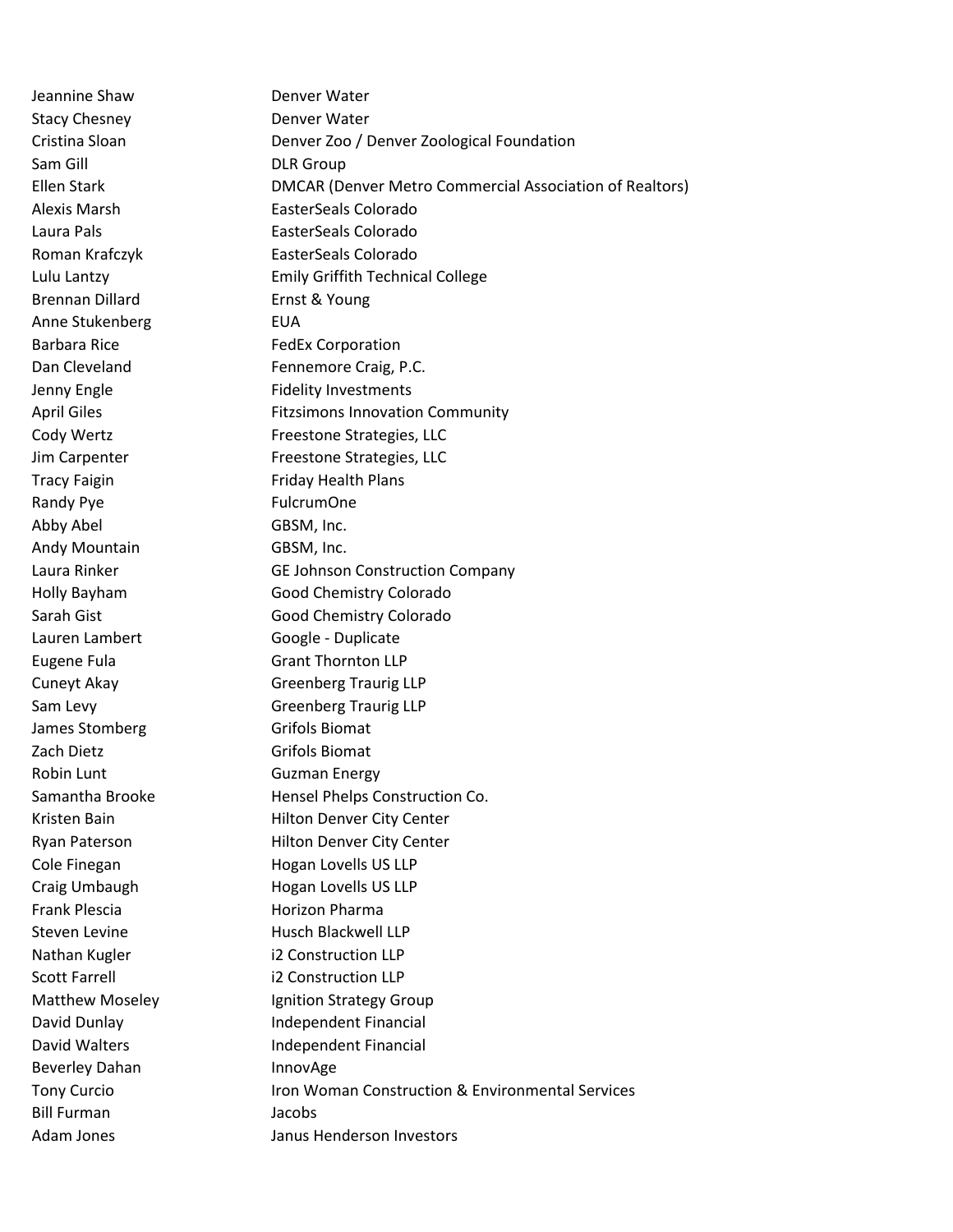| | |
|---|---|
| Jeannine Shaw | Denver Water |
| Stacy Chesney | Denver Water |
| Cristina Sloan | Denver Zoo / Denver Zoological Foundation |
| Sam Gill | DLR Group |
| Ellen Stark | DMCAR (Denver Metro Commercial Association of Realtors) |
| Alexis Marsh | EasterSeals Colorado |
| Laura Pals | EasterSeals Colorado |
| Roman Krafczyk | EasterSeals Colorado |
| Lulu Lantzy | Emily Griffith Technical College |
| Brennan Dillard | Ernst & Young |
| Anne Stukenberg | EUA |
| Barbara Rice | FedEx Corporation |
| Dan Cleveland | Fennemore Craig, P.C. |
| Jenny Engle | Fidelity Investments |
| April Giles | Fitzsimons Innovation Community |
| Cody Wertz | Freestone Strategies, LLC |
| Jim Carpenter | Freestone Strategies, LLC |
| Tracy Faigin | Friday Health Plans |
| Randy Pye | FulcrumOne |
| Abby Abel | GBSM, Inc. |
| Andy Mountain | GBSM, Inc. |
| Laura Rinker | GE Johnson Construction Company |
| Holly Bayham | Good Chemistry Colorado |
| Sarah Gist | Good Chemistry Colorado |
| Lauren Lambert | Google - Duplicate |
| Eugene Fula | Grant Thornton LLP |
| Cuneyt Akay | Greenberg Traurig LLP |
| Sam Levy | Greenberg Traurig LLP |
| James Stomberg | Grifols Biomat |
| Zach Dietz | Grifols Biomat |
| Robin Lunt | Guzman Energy |
| Samantha Brooke | Hensel Phelps Construction Co. |
| Kristen Bain | Hilton Denver City Center |
| Ryan Paterson | Hilton Denver City Center |
| Cole Finegan | Hogan Lovells US LLP |
| Craig Umbaugh | Hogan Lovells US LLP |
| Frank Plescia | Horizon Pharma |
| Steven Levine | Husch Blackwell LLP |
| Nathan Kugler | i2 Construction LLP |
| Scott Farrell | i2 Construction LLP |
| Matthew Moseley | Ignition Strategy Group |
| David Dunlay | Independent Financial |
| David Walters | Independent Financial |
| Beverley Dahan | InnovAge |
| Tony Curcio | Iron Woman Construction & Environmental Services |
| Bill Furman | Jacobs |
| Adam Jones | Janus Henderson Investors |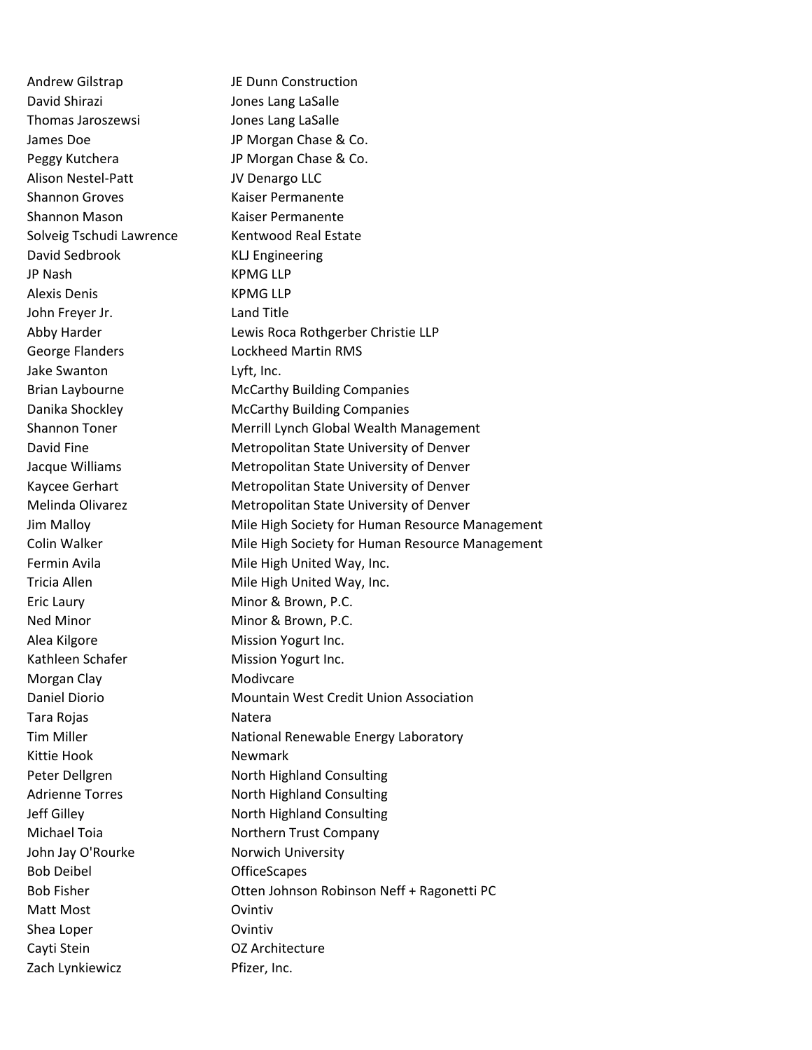| | |
|---|---|
| Andrew Gilstrap | JE Dunn Construction |
| David Shirazi | Jones Lang LaSalle |
| Thomas Jaroszewsi | Jones Lang LaSalle |
| James Doe | JP Morgan Chase & Co. |
| Peggy Kutchera | JP Morgan Chase & Co. |
| Alison Nestel-Patt | JV Denargo LLC |
| Shannon Groves | Kaiser Permanente |
| Shannon Mason | Kaiser Permanente |
| Solveig Tschudi Lawrence | Kentwood Real Estate |
| David Sedbrook | KLJ Engineering |
| JP Nash | KPMG LLP |
| Alexis Denis | KPMG LLP |
| John Freyer Jr. | Land Title |
| Abby Harder | Lewis Roca Rothgerber Christie LLP |
| George Flanders | Lockheed Martin RMS |
| Jake Swanton | Lyft, Inc. |
| Brian Laybourne | McCarthy Building Companies |
| Danika Shockley | McCarthy Building Companies |
| Shannon Toner | Merrill Lynch Global Wealth Management |
| David Fine | Metropolitan State University of Denver |
| Jacque Williams | Metropolitan State University of Denver |
| Kaycee Gerhart | Metropolitan State University of Denver |
| Melinda Olivarez | Metropolitan State University of Denver |
| Jim Malloy | Mile High Society for Human Resource Management |
| Colin Walker | Mile High Society for Human Resource Management |
| Fermin Avila | Mile High United Way, Inc. |
| Tricia Allen | Mile High United Way, Inc. |
| Eric Laury | Minor & Brown, P.C. |
| Ned Minor | Minor & Brown, P.C. |
| Alea Kilgore | Mission Yogurt Inc. |
| Kathleen Schafer | Mission Yogurt Inc. |
| Morgan Clay | Modivcare |
| Daniel Diorio | Mountain West Credit Union Association |
| Tara Rojas | Natera |
| Tim Miller | National Renewable Energy Laboratory |
| Kittie Hook | Newmark |
| Peter Dellgren | North Highland Consulting |
| Adrienne Torres | North Highland Consulting |
| Jeff Gilley | North Highland Consulting |
| Michael Toia | Northern Trust Company |
| John Jay O'Rourke | Norwich University |
| Bob Deibel | OfficeScapes |
| Bob Fisher | Otten Johnson Robinson Neff + Ragonetti PC |
| Matt Most | Ovintiv |
| Shea Loper | Ovintiv |
| Cayti Stein | OZ Architecture |
| Zach Lynkiewicz | Pfizer, Inc. |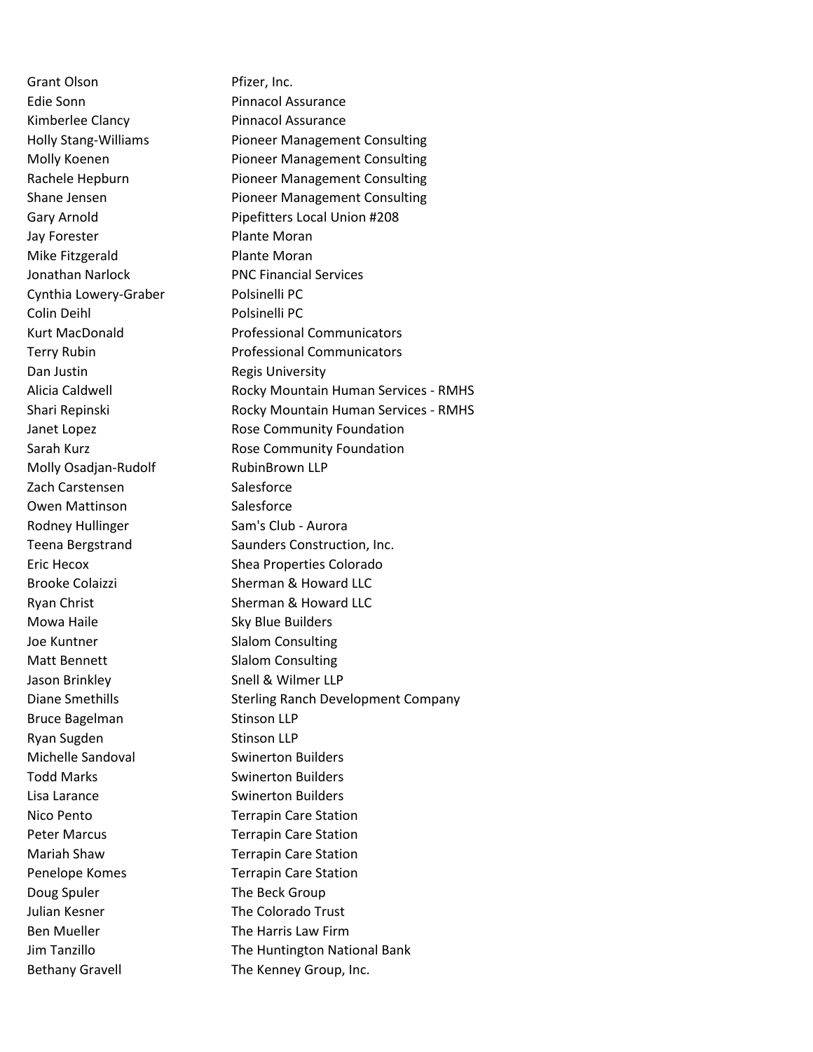| | |
|---|---|
| Grant Olson | Pfizer, Inc. |
| Edie Sonn | Pinnacol Assurance |
| Kimberlee Clancy | Pinnacol Assurance |
| Holly Stang-Williams | Pioneer Management Consulting |
| Molly Koenen | Pioneer Management Consulting |
| Rachele Hepburn | Pioneer Management Consulting |
| Shane Jensen | Pioneer Management Consulting |
| Gary Arnold | Pipefitters Local Union #208 |
| Jay Forester | Plante Moran |
| Mike Fitzgerald | Plante Moran |
| Jonathan Narlock | PNC Financial Services |
| Cynthia Lowery-Graber | Polsinelli PC |
| Colin Deihl | Polsinelli PC |
| Kurt MacDonald | Professional Communicators |
| Terry Rubin | Professional Communicators |
| Dan Justin | Regis University |
| Alicia Caldwell | Rocky Mountain Human Services - RMHS |
| Shari Repinski | Rocky Mountain Human Services - RMHS |
| Janet Lopez | Rose Community Foundation |
| Sarah Kurz | Rose Community Foundation |
| Molly Osadjan-Rudolf | RubinBrown LLP |
| Zach Carstensen | Salesforce |
| Owen Mattinson | Salesforce |
| Rodney Hullinger | Sam's Club - Aurora |
| Teena Bergstrand | Saunders Construction, Inc. |
| Eric Hecox | Shea Properties Colorado |
| Brooke Colaizzi | Sherman & Howard LLC |
| Ryan Christ | Sherman & Howard LLC |
| Mowa Haile | Sky Blue Builders |
| Joe Kuntner | Slalom Consulting |
| Matt Bennett | Slalom Consulting |
| Jason Brinkley | Snell & Wilmer LLP |
| Diane Smethills | Sterling Ranch Development Company |
| Bruce Bagelman | Stinson LLP |
| Ryan Sugden | Stinson LLP |
| Michelle Sandoval | Swinerton Builders |
| Todd Marks | Swinerton Builders |
| Lisa Larance | Swinerton Builders |
| Nico Pento | Terrapin Care Station |
| Peter Marcus | Terrapin Care Station |
| Mariah Shaw | Terrapin Care Station |
| Penelope Komes | Terrapin Care Station |
| Doug Spuler | The Beck Group |
| Julian Kesner | The Colorado Trust |
| Ben Mueller | The Harris Law Firm |
| Jim Tanzillo | The Huntington National Bank |
| Bethany Gravell | The Kenney Group, Inc. |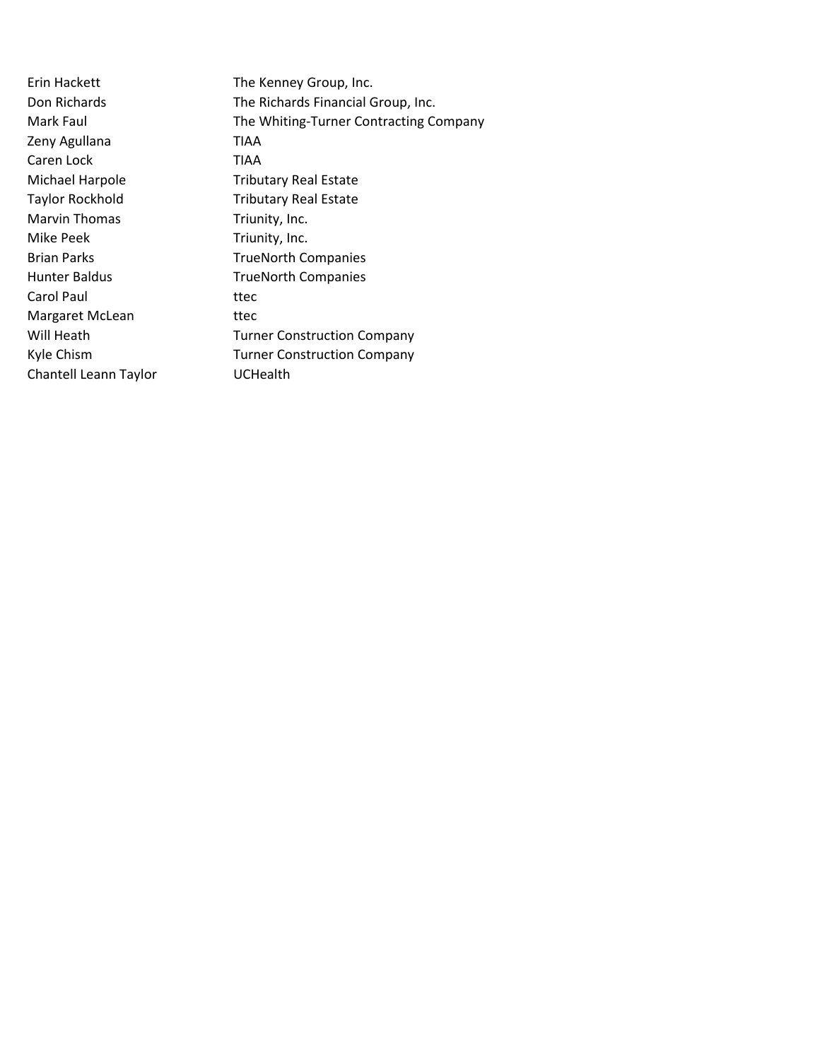| | |
|---|---|
| Erin Hackett | The Kenney Group, Inc. |
| Don Richards | The Richards Financial Group, Inc. |
| Mark Faul | The Whiting-Turner Contracting Company |
| Zeny Agullana | TIAA |
| Caren Lock | TIAA |
| Michael Harpole | Tributary Real Estate |
| Taylor Rockhold | Tributary Real Estate |
| Marvin Thomas | Triunity, Inc. |
| Mike Peek | Triunity, Inc. |
| Brian Parks | TrueNorth Companies |
| Hunter Baldus | TrueNorth Companies |
| Carol Paul | ttec |
| Margaret McLean | ttec |
| Will Heath | Turner Construction Company |
| Kyle Chism | Turner Construction Company |
| Chantell Leann Taylor | UCHealth |